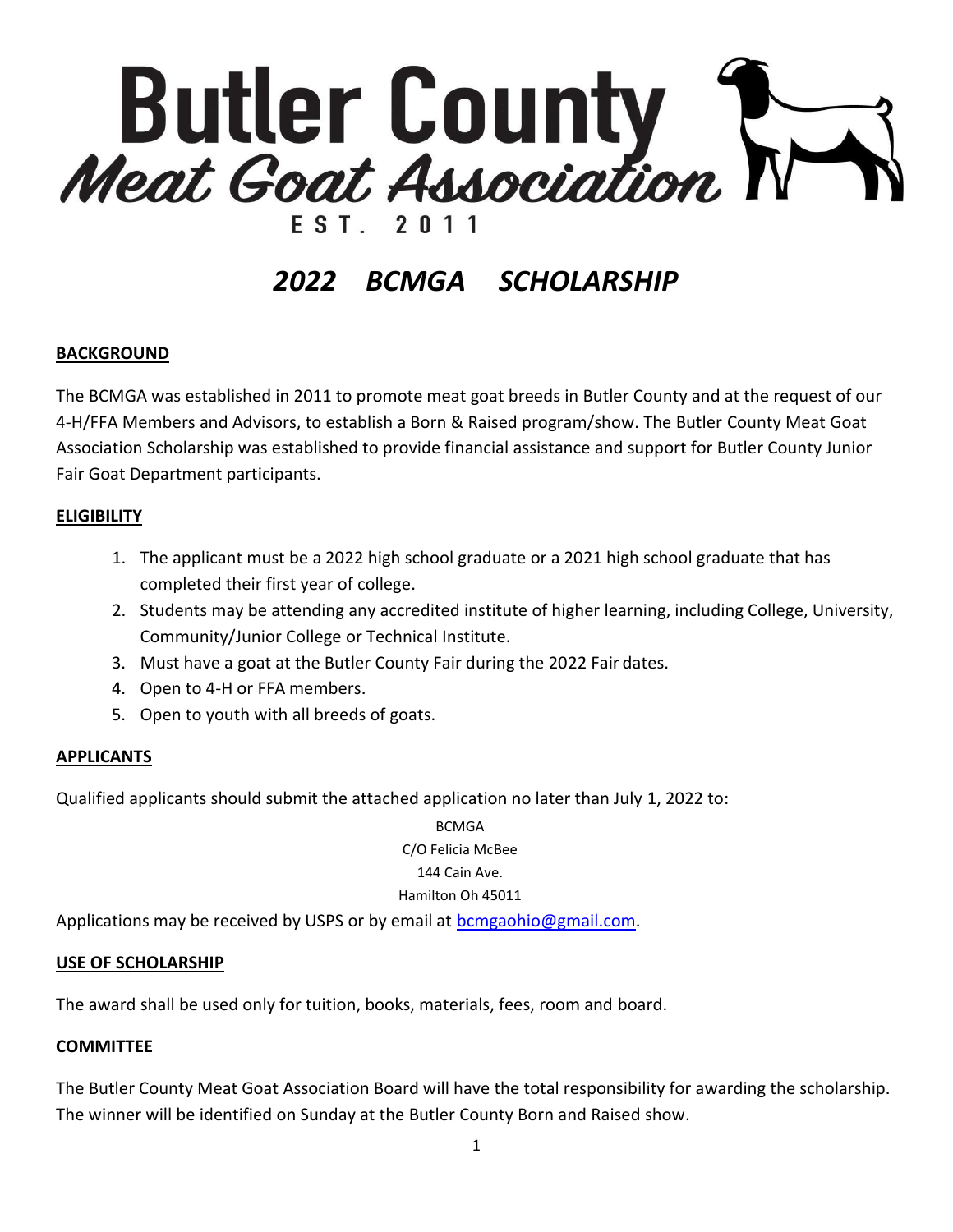# Butler County Meat Goat Association

EST. 2011

## *2022 BCMGA SCHOLARSHIP*

### BACKGROUND

The BCMGA was established in 2011 to promote meat goat breeds in Butler County and at the request of our 4-H/FFA Members and Advisors, to establish a Born & Raised program/show. The Butler County Meat Goat Association Scholarship was established to provide financial assistance and support for Butler County Junior Fair Goat Department participants.

### ELIGIBILITY

1. The applicant must be a 2022 high school graduate or a 2021 high school graduate that has completed their first year of college.
2. Students may be attending any accredited institute of higher learning, including College, University, Community/Junior College or Technical Institute.
3. Must have a goat at the Butler County Fair during the 2022 Fair dates.
4. Open to 4-H or FFA members.
5. Open to youth with all breeds of goats.

### APPLICANTS

Qualified applicants should submit the attached application no later than July 1, 2022 to:

BCMGA
C/O Felicia McBee
144 Cain Ave.
Hamilton Oh 45011

Applications may be received by USPS or by email at bcmgaohio@gmail.com.

### USE OF SCHOLARSHIP

The award shall be used only for tuition, books, materials, fees, room and board.

### COMMITTEE

The Butler County Meat Goat Association Board will have the total responsibility for awarding the scholarship. The winner will be identified on Sunday at the Butler County Born and Raised show.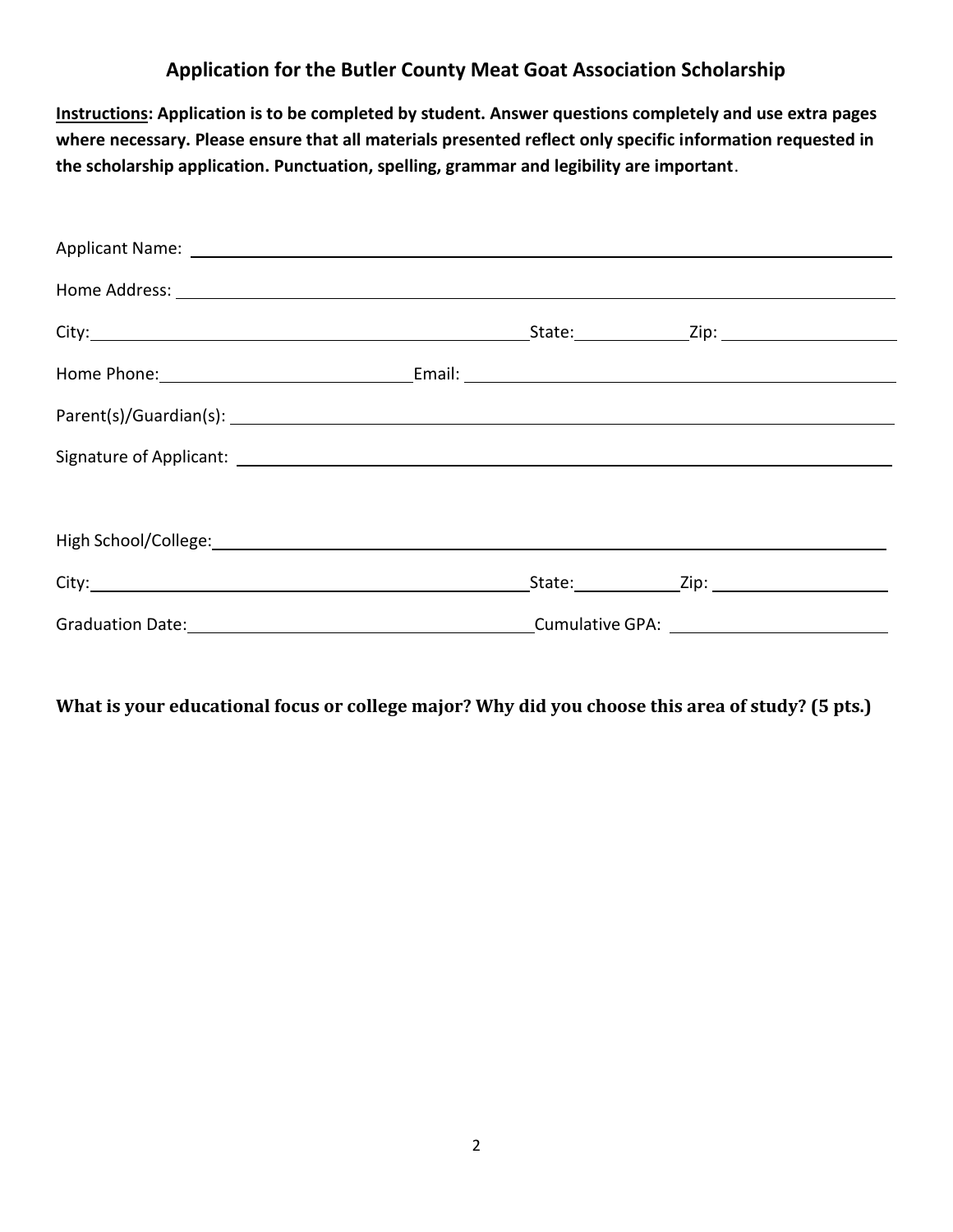## Application for the Butler County Meat Goat Association Scholarship

**<u>Instructions</u>: Application is to be completed by student. Answer questions completely and use extra pages where necessary. Please ensure that all materials presented reflect only specific information requested in the scholarship application. Punctuation, spelling, grammar and legibility are important**.

Applicant Name: ______________________________________________

Home Address: ______________________________________________

City: ______________________ State: __________ Zip: __________

Home Phone: ______________________ Email: ______________________

Parent(s)/Guardian(s): ______________________________________________

Signature of Applicant: ______________________________________________

High School/College: ______________________________________________

City: ______________________ State: __________ Zip: __________

Graduation Date: ______________________ Cumulative GPA: ______________________

**What is your educational focus or college major? Why did you choose this area of study? (5 pts.)**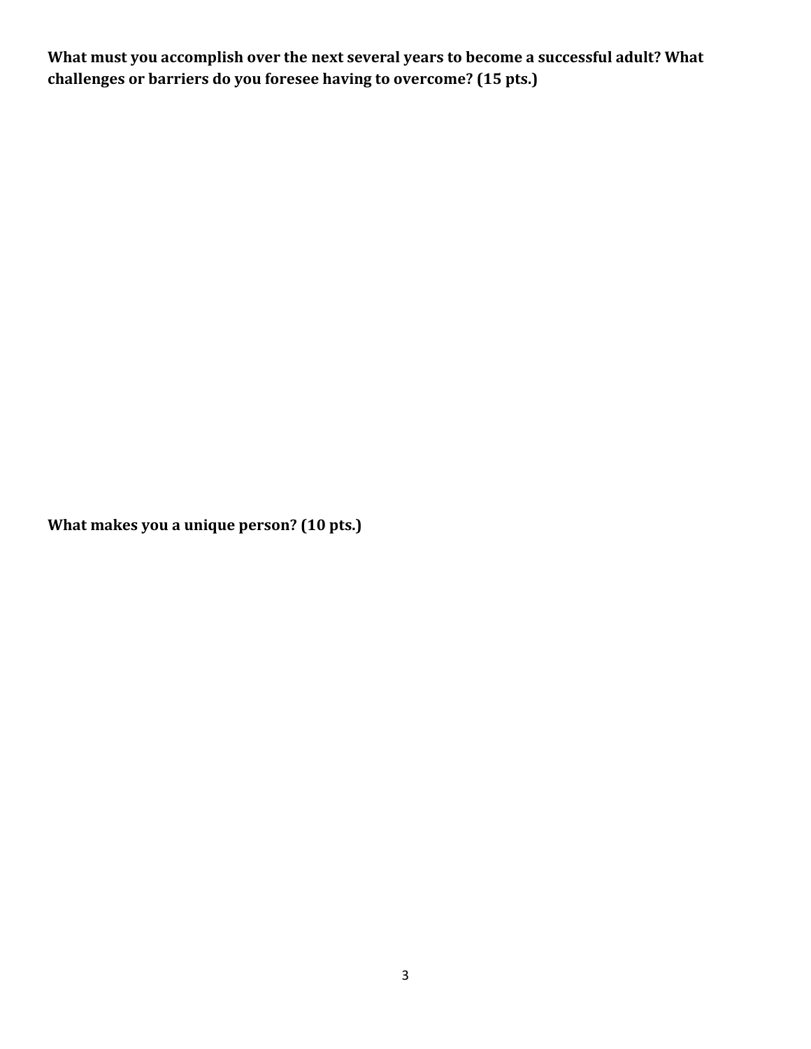**What must you accomplish over the next several years to become a successful adult? What challenges or barriers do you foresee having to overcome? (15 pts.)**

**What makes you a unique person? (10 pts.)**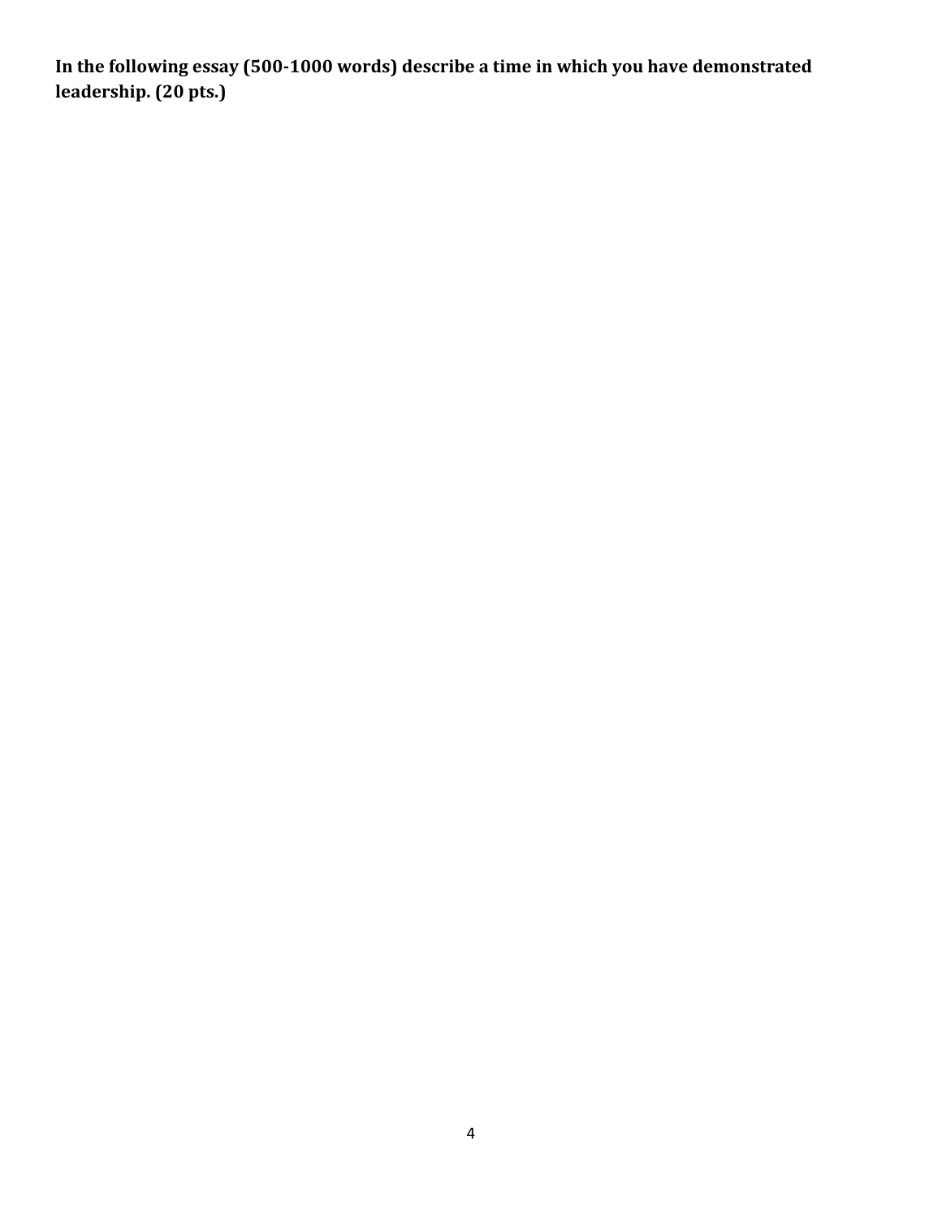**In the following essay (500-1000 words) describe a time in which you have demonstrated leadership. (20 pts.)**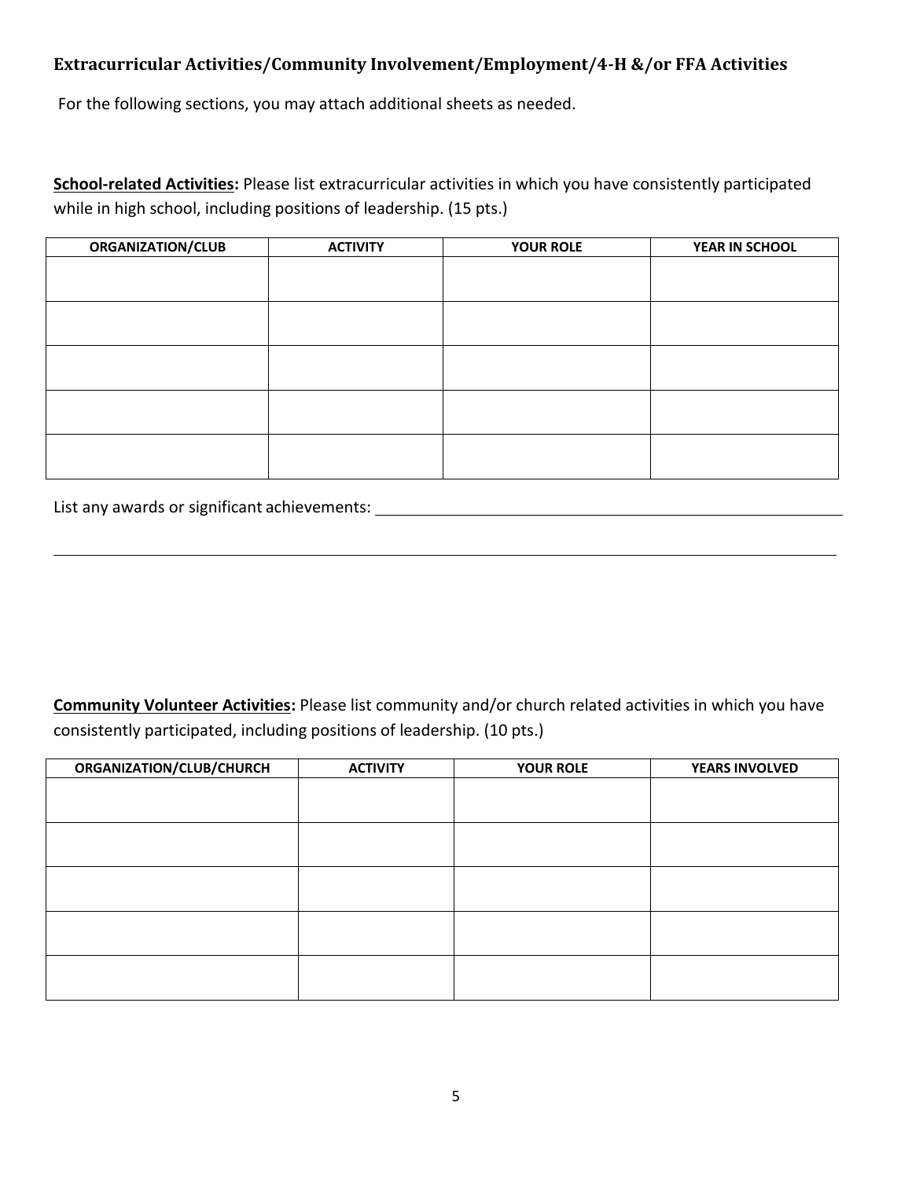## Extracurricular Activities/Community Involvement/Employment/4-H &/or FFA Activities

For the following sections, you may attach additional sheets as needed.

**<u>School-related Activities</u>:** Please list extracurricular activities in which you have consistently participated while in high school, including positions of leadership. (15 pts.)

| ORGANIZATION/CLUB | ACTIVITY | YOUR ROLE | YEAR IN SCHOOL |
|---|---|---|---|
| | | | |
| | | | |
| | | | |
| | | | |
| | | | |

List any awards or significant achievements: ______________________________________________

________________________________________________________________________________

**<u>Community Volunteer Activities</u>:** Please list community and/or church related activities in which you have consistently participated, including positions of leadership. (10 pts.)

| ORGANIZATION/CLUB/CHURCH | ACTIVITY | YOUR ROLE | YEARS INVOLVED |
|---|---|---|---|
| | | | |
| | | | |
| | | | |
| | | | |
| | | | |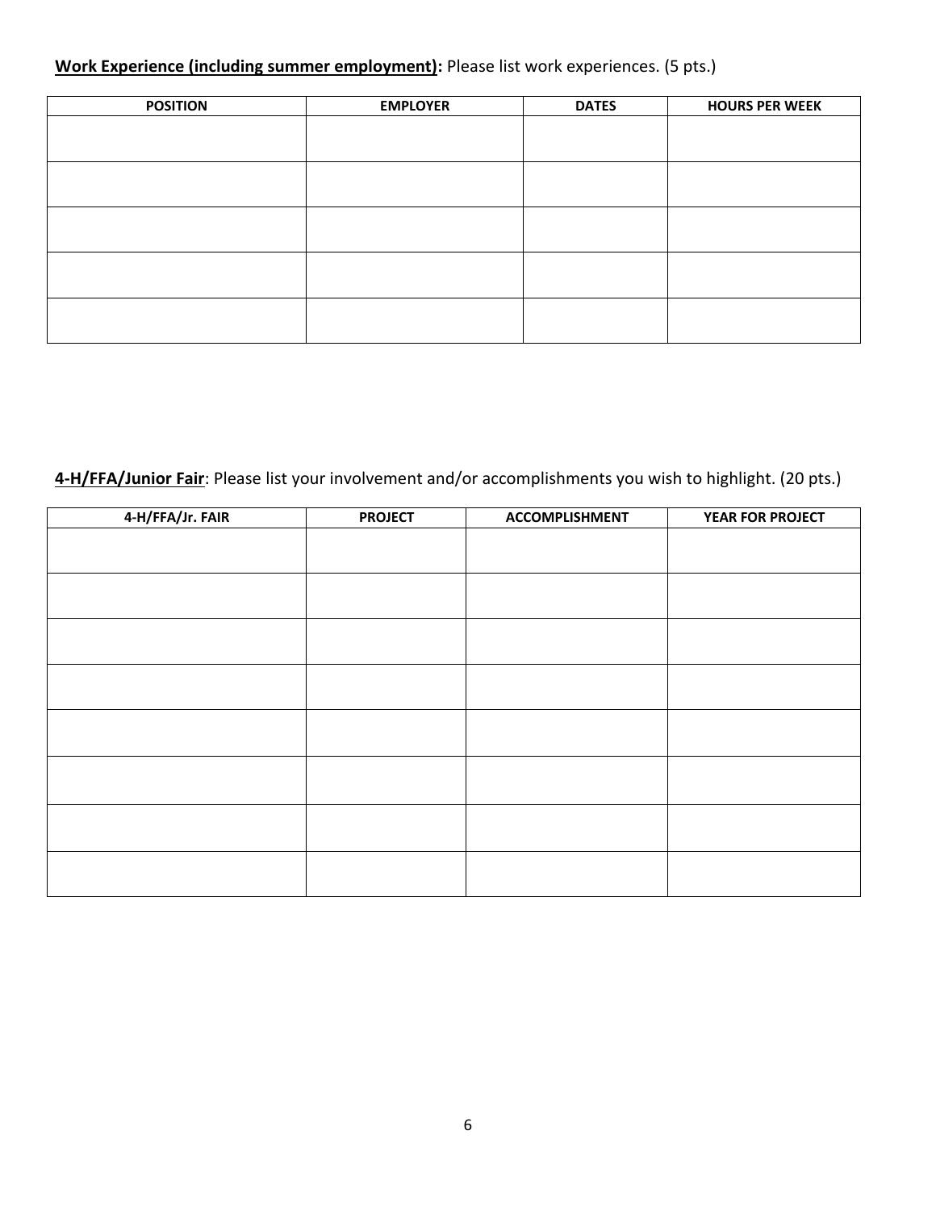**<u>Work Experience (including summer employment)</u>:** Please list work experiences. (5 pts.)

| POSITION | EMPLOYER | DATES | HOURS PER WEEK |
|---|---|---|---|
| | | | |
| | | | |
| | | | |
| | | | |
| | | | |

**<u>4-H/FFA/Junior Fair</u>**: Please list your involvement and/or accomplishments you wish to highlight. (20 pts.)

| 4-H/FFA/Jr. FAIR | PROJECT | ACCOMPLISHMENT | YEAR FOR PROJECT |
|---|---|---|---|
| | | | |
| | | | |
| | | | |
| | | | |
| | | | |
| | | | |
| | | | |
| | | | |